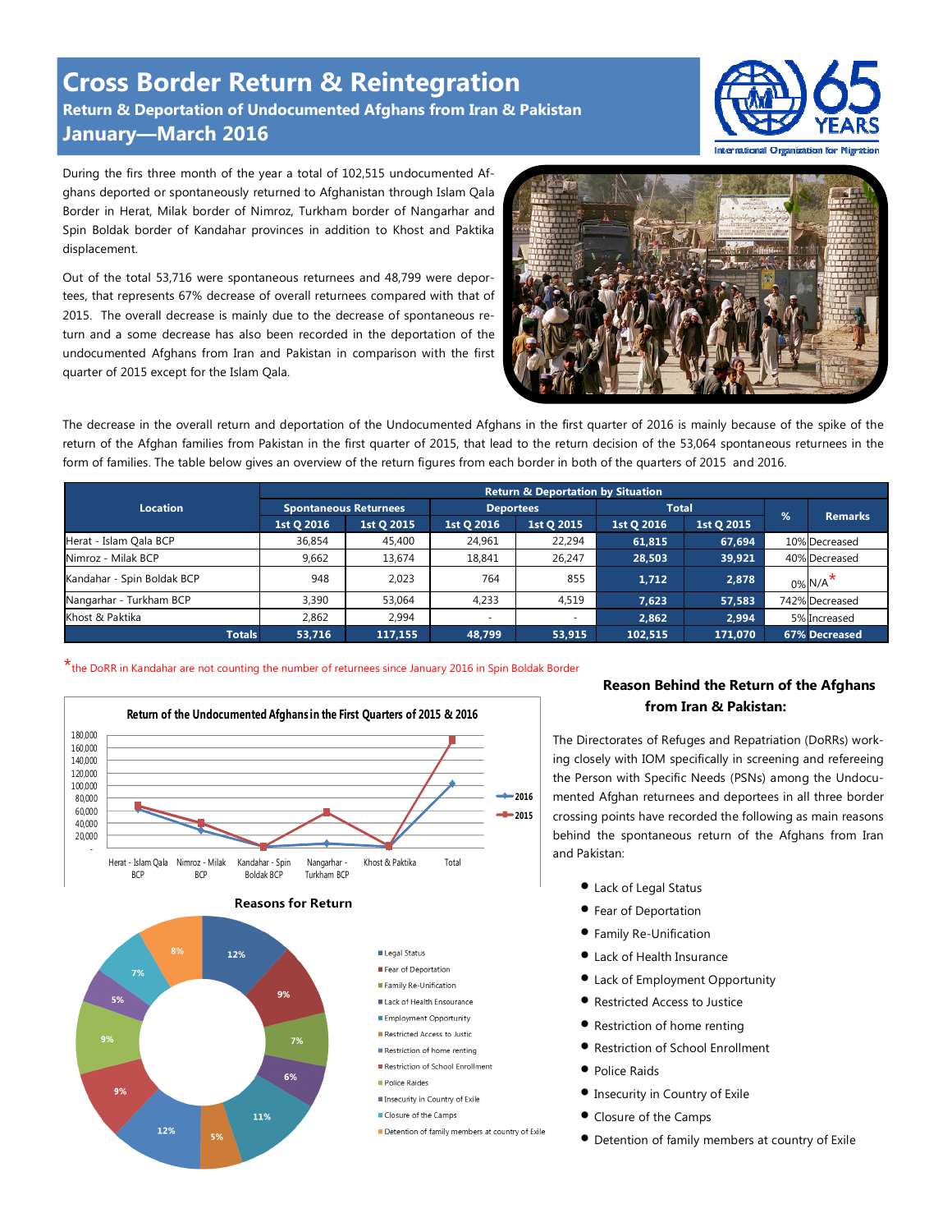# Cross Border Return & Reintegration

## Return & Deportation of Undocumented Afghans from Iran & Pakistan

## January—March 2016

During the firs three month of the year a total of 102,515 undocumented Afghans deported or spontaneously returned to Afghanistan through Islam Qala Border in Herat, Milak border of Nimroz, Turkham border of Nangarhar and Spin Boldak border of Kandahar provinces in addition to Khost and Paktika displacement.

Out of the total 53,716 were spontaneous returnees and 48,799 were deportees, that represents 67% decrease of overall returnees compared with that of 2015. The overall decrease is mainly due to the decrease of spontaneous return and a some decrease has also been recorded in the deportation of the undocumented Afghans from Iran and Pakistan in comparison with the first quarter of 2015 except for the Islam Qala.

The decrease in the overall return and deportation of the Undocumented Afghans in the first quarter of 2016 is mainly because of the spike of the return of the Afghan families from Pakistan in the first quarter of 2015, that lead to the return decision of the 53,064 spontaneous returnees in the form of families. The table below gives an overview of the return figures from each border in both of the quarters of 2015 and 2016.

| Location | Return & Deportation by Situation | | | | | | | |
|---|---|---|---|---|---|---|---|---|
| | Spontaneous Returnees | | Deportees | | Total | | % | Remarks |
| | 1st Q 2016 | 1st Q 2015 | 1st Q 2016 | 1st Q 2015 | 1st Q 2016 | 1st Q 2015 | | |
| Herat - Islam Qala BCP | 36,854 | 45,400 | 24,961 | 22,294 | 61,815 | 67,694 | 10% | Decreased |
| Nimroz - Milak BCP | 9,662 | 13,674 | 18,841 | 26,247 | 28,503 | 39,921 | 40% | Decreased |
| Kandahar - Spin Boldak BCP | 948 | 2,023 | 764 | 855 | 1,712 | 2,878 | 0% | N/A* |
| Nangarhar - Turkham BCP | 3,390 | 53,064 | 4,233 | 4,519 | 7,623 | 57,583 | 742% | Decreased |
| Khost & Paktika | 2,862 | 2,994 | - | - | 2,862 | 2,994 | 5% | Increased |
| Totals | 53,716 | 117,155 | 48,799 | 53,915 | 102,515 | 171,070 | 67% | Decreased |

*the DoRR in Kandahar are not counting the number of returnees since January 2016 in Spin Boldak Border

**Return of the Undocumented Afghans in the First Quarters of 2015 & 2016**

**Reasons for Return**

## Reason Behind the Return of the Afghans from Iran & Pakistan:

The Directorates of Refuges and Repatriation (DoRRs) working closely with IOM specifically in screening and refereeing the Person with Specific Needs (PSNs) among the Undocumented Afghan returnees and deportees in all three border crossing points have recorded the following as main reasons behind the spontaneous return of the Afghans from Iran and Pakistan:

- Lack of Legal Status
- Fear of Deportation
- Family Re-Unification
- Lack of Health Insurance
- Lack of Employment Opportunity
- Restricted Access to Justice
- Restriction of home renting
- Restriction of School Enrollment
- Police Raids
- Insecurity in Country of Exile
- Closure of the Camps
- Detention of family members at country of Exile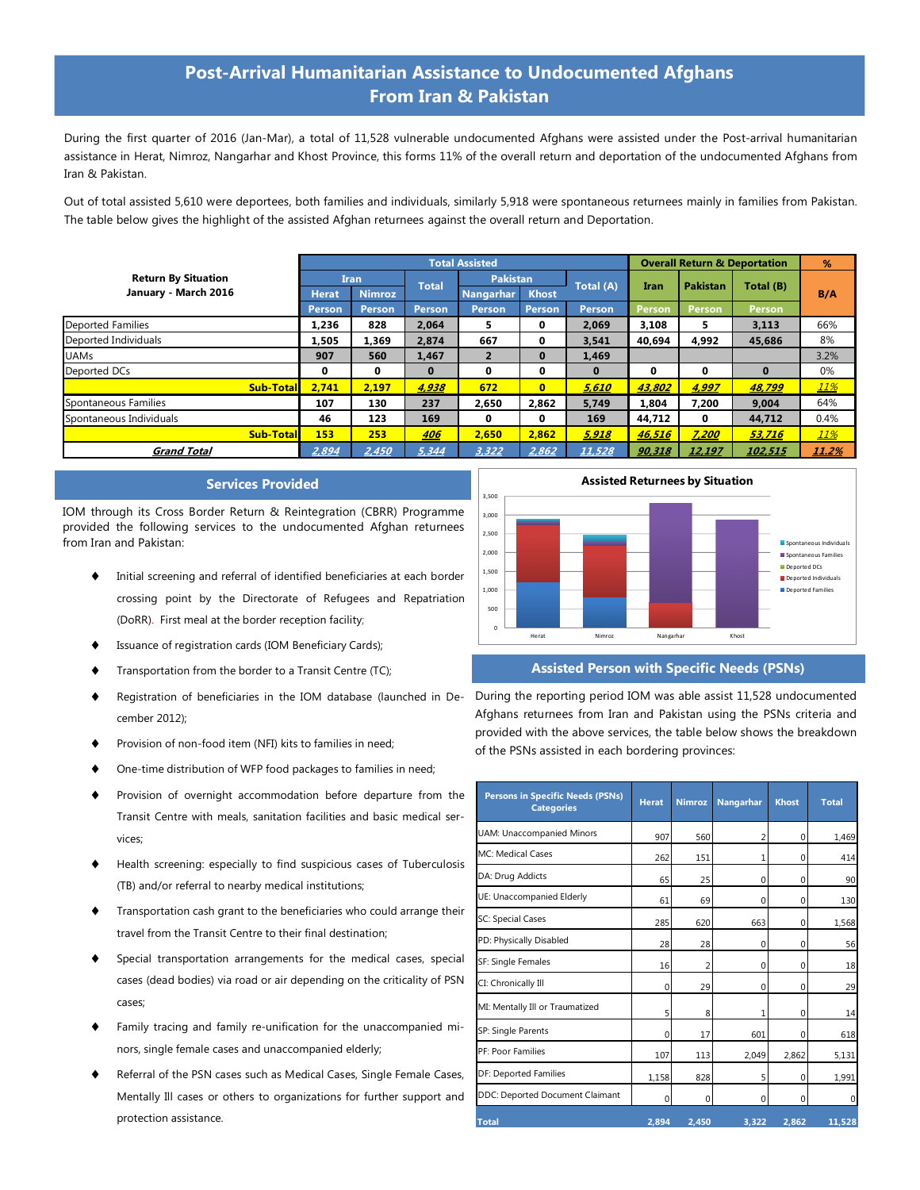# Post-Arrival Humanitarian Assistance to Undocumented Afghans From Iran & Pakistan

During the first quarter of 2016 (Jan-Mar), a total of 11,528 vulnerable undocumented Afghans were assisted under the Post-arrival humanitarian assistance in Herat, Nimroz, Nangarhar and Khost Province, this forms 11% of the overall return and deportation of the undocumented Afghans from Iran & Pakistan.

Out of total assisted 5,610 were deportees, both families and individuals, similarly 5,918 were spontaneous returnees mainly in families from Pakistan. The table below gives the highlight of the assisted Afghan returnees against the overall return and Deportation.

| Return By Situation January - March 2016 | Total Assisted | | | | | | Overall Return & Deportation | | | % |
|---|---|---|---|---|---|---|---|---|---|---|
| | Iran | | Total | Pakistan | | Total (A) | Iran | Pakistan | Total (B) | B/A |
| | Herat | Nimroz | | Nangarhar | Khost | | | | | |
| | Person | Person | Person | Person | Person | Person | Person | Person | Person | |
| Deported Families | 1,236 | 828 | 2,064 | 5 | 0 | 2,069 | 3,108 | 5 | 3,113 | 66% |
| Deported Individuals | 1,505 | 1,369 | 2,874 | 667 | 0 | 3,541 | 40,694 | 4,992 | 45,686 | 8% |
| UAMs | 907 | 560 | 1,467 | 2 | 0 | 1,469 | | | | 3.2% |
| Deported DCs | 0 | 0 | 0 | 0 | 0 | 0 | 0 | 0 | 0 | 0% |
| **Sub-Total** | 2,741 | 2,197 | 4,938 | 672 | 0 | 5,610 | 43,802 | 4,997 | 48,799 | 11% |
| Spontaneous Families | 107 | 130 | 237 | 2,650 | 2,862 | 5,749 | 1,804 | 7,200 | 9,004 | 64% |
| Spontaneous Individuals | 46 | 123 | 169 | 0 | 0 | 169 | 44,712 | 0 | 44,712 | 0.4% |
| **Sub-Total** | 153 | 253 | 406 | 2,650 | 2,862 | 5,918 | 46,516 | 7,200 | 53,716 | 11% |
| ***Grand Total*** | 2,894 | 2,450 | 5,344 | 3,322 | 2,862 | 11,528 | 90,318 | 12,197 | 102,515 | 11.2% |

## Services Provided

IOM through its Cross Border Return & Reintegration (CBRR) Programme provided the following services to the undocumented Afghan returnees from Iran and Pakistan:

- Initial screening and referral of identified beneficiaries at each border crossing point by the Directorate of Refugees and Repatriation (DoRR). First meal at the border reception facility;
- Issuance of registration cards (IOM Beneficiary Cards);
- Transportation from the border to a Transit Centre (TC);
- Registration of beneficiaries in the IOM database (launched in December 2012);
- Provision of non-food item (NFI) kits to families in need;
- One-time distribution of WFP food packages to families in need;
- Provision of overnight accommodation before departure from the Transit Centre with meals, sanitation facilities and basic medical services;
- Health screening: especially to find suspicious cases of Tuberculosis (TB) and/or referral to nearby medical institutions;
- Transportation cash grant to the beneficiaries who could arrange their travel from the Transit Centre to their final destination;
- Special transportation arrangements for the medical cases, special cases (dead bodies) via road or air depending on the criticality of PSN cases;
- Family tracing and family re-unification for the unaccompanied minors, single female cases and unaccompanied elderly;
- Referral of the PSN cases such as Medical Cases, Single Female Cases, Mentally Ill cases or others to organizations for further support and protection assistance.

**Assisted Returnees by Situation**

## Assisted Person with Specific Needs (PSNs)

During the reporting period IOM was able assist 11,528 undocumented Afghans returnees from Iran and Pakistan using the PSNs criteria and provided with the above services, the table below shows the breakdown of the PSNs assisted in each bordering provinces:

| Persons in Specific Needs (PSNs) Categories | Herat | Nimroz | Nangarhar | Khost | Total |
|---|---|---|---|---|---|
| UAM: Unaccompanied Minors | 907 | 560 | 2 | 0 | 1,469 |
| MC: Medical Cases | 262 | 151 | 1 | 0 | 414 |
| DA: Drug Addicts | 65 | 25 | 0 | 0 | 90 |
| UE: Unaccompanied Elderly | 61 | 69 | 0 | 0 | 130 |
| SC: Special Cases | 285 | 620 | 663 | 0 | 1,568 |
| PD: Physically Disabled | 28 | 28 | 0 | 0 | 56 |
| SF: Single Females | 16 | 2 | 0 | 0 | 18 |
| CI: Chronically Ill | 0 | 29 | 0 | 0 | 29 |
| MI: Mentally Ill or Traumatized | 5 | 8 | 1 | 0 | 14 |
| SP: Single Parents | 0 | 17 | 601 | 0 | 618 |
| PF: Poor Families | 107 | 113 | 2,049 | 2,862 | 5,131 |
| DF: Deported Families | 1,158 | 828 | 5 | 0 | 1,991 |
| DDC: Deported Document Claimant | 0 | 0 | 0 | 0 | 0 |
| **Total** | 2,894 | 2,450 | 3,322 | 2,862 | 11,528 |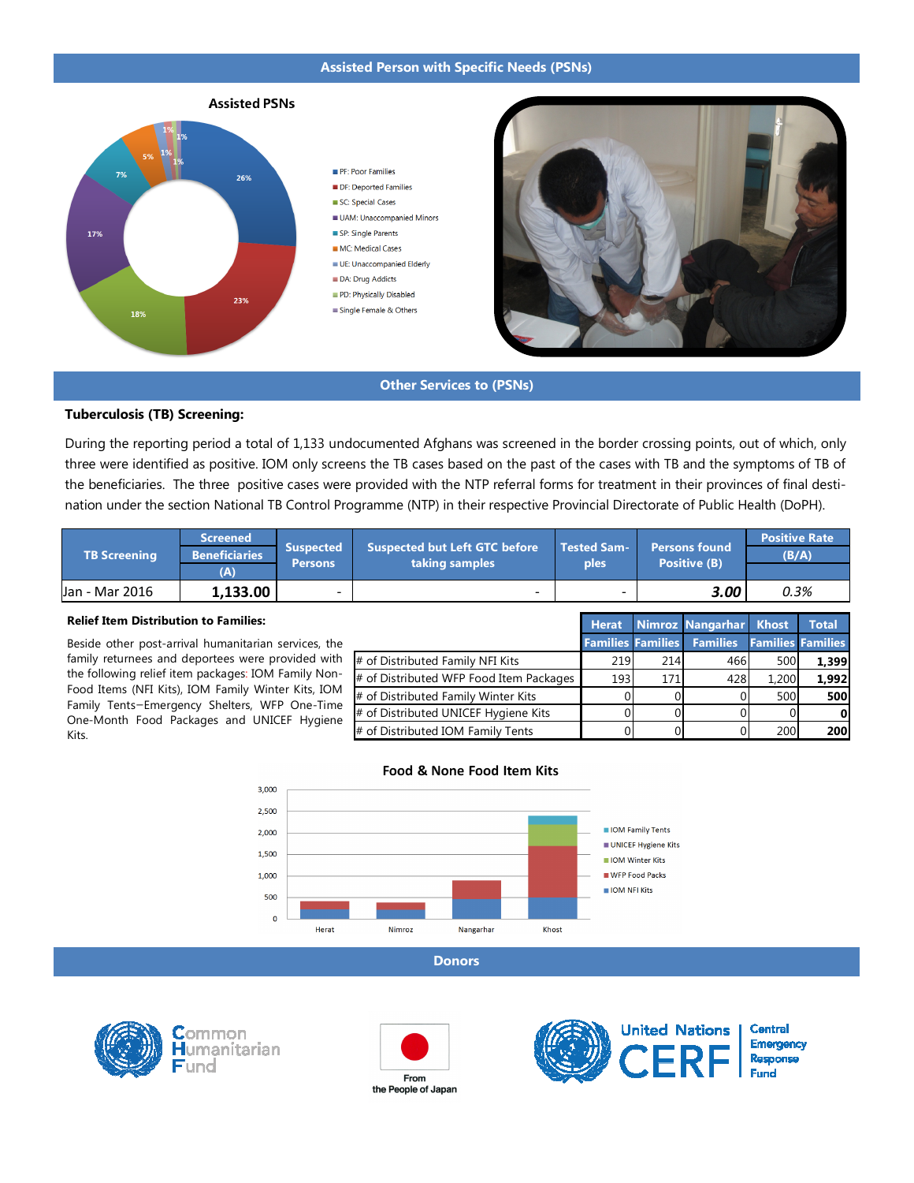## Assisted Person with Specific Needs (PSNs)

Assisted PSNs

26%
23%
18%
17%
7%
5%
1%
1%
1%
1%

PF: Poor Families
DF: Deported Families
SC: Special Cases
UAM: Unaccompanied Minors
SP: Single Parents
MC: Medical Cases
UE: Unaccompanied Elderly
DA: Drug Addicts
PD: Physically Disabled
Single Female & Others

## Other Services to (PSNs)

### Tuberculosis (TB) Screening:

During the reporting period a total of 1,133 undocumented Afghans was screened in the border crossing points, out of which, only three were identified as positive. IOM only screens the TB cases based on the past of the cases with TB and the symptoms of TB of the beneficiaries. The three positive cases were provided with the NTP referral forms for treatment in their provinces of final destination under the section National TB Control Programme (NTP) in their respective Provincial Directorate of Public Health (DoPH).

| TB Screening | Screened Beneficiaries (A) | Suspected Persons | Suspected but Left GTC before taking samples | Tested Samples | Persons found Positive (B) | Positive Rate (B/A) |
|---|---|---|---|---|---|---|
| Jan - Mar 2016 | 1,133.00 | - | - | - | 3.00 | 0.3% |

### Relief Item Distribution to Families:

Beside other post-arrival humanitarian services, the family returnees and deportees were provided with the following relief item packages: IOM Family Non-Food Items (NFI Kits), IOM Family Winter Kits, IOM Family Tents–Emergency Shelters, WFP One-Time One-Month Food Packages and UNICEF Hygiene Kits.

| | Herat | Nimroz | Nangarhar | Khost | Total |
|---|---|---|---|---|---|
| | Families | Families | Families | Families | Families |
| # of Distributed Family NFI Kits | 219 | 214 | 466 | 500 | **1,399** |
| # of Distributed WFP Food Item Packages | 193 | 171 | 428 | 1,200 | **1,992** |
| # of Distributed Family Winter Kits | 0 | 0 | 0 | 500 | **500** |
| # of Distributed UNICEF Hygiene Kits | 0 | 0 | 0 | 0 | **0** |
| # of Distributed IOM Family Tents | 0 | 0 | 0 | 200 | **200** |

Food & None Food Item Kits

3,000
2,500
2,000
1,500
1,000
500
0

Herat
Nimroz
Nangarhar
Khost

IOM Family Tents
UNICEF Hygiene Kits
IOM Winter Kits
WFP Food Packs
IOM NFI Kits

## Donors

Common Humanitarian Fund

From the People of Japan

United Nations CERF Central Emergency Response Fund